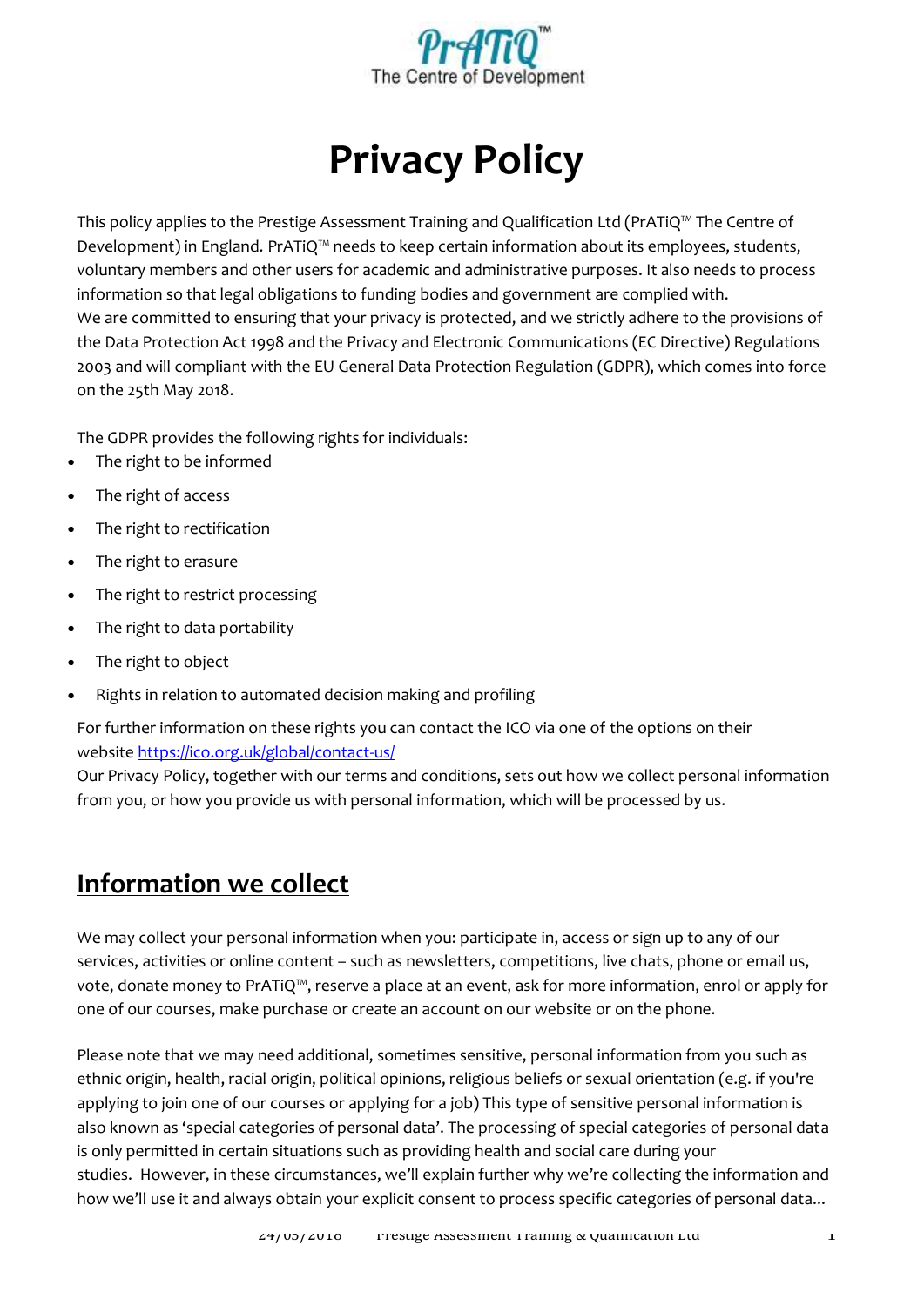PrATiQ™
The Centre of Development

# Privacy Policy

This policy applies to the Prestige Assessment Training and Qualification Ltd (PrATiQ™ The Centre of Development) in England. PrATiQ™ needs to keep certain information about its employees, students, voluntary members and other users for academic and administrative purposes. It also needs to process information so that legal obligations to funding bodies and government are complied with.
We are committed to ensuring that your privacy is protected, and we strictly adhere to the provisions of the Data Protection Act 1998 and the Privacy and Electronic Communications (EC Directive) Regulations 2003 and will compliant with the EU General Data Protection Regulation (GDPR), which comes into force on the 25th May 2018.

The GDPR provides the following rights for individuals:

- The right to be informed
- The right of access
- The right to rectification
- The right to erasure
- The right to restrict processing
- The right to data portability
- The right to object
- Rights in relation to automated decision making and profiling

For further information on these rights you can contact the ICO via one of the options on their website https://ico.org.uk/global/contact-us/
Our Privacy Policy, together with our terms and conditions, sets out how we collect personal information from you, or how you provide us with personal information, which will be processed by us.

## Information we collect

We may collect your personal information when you: participate in, access or sign up to any of our services, activities or online content – such as newsletters, competitions, live chats, phone or email us, vote, donate money to PrATiQ™, reserve a place at an event, ask for more information, enrol or apply for one of our courses, make purchase or create an account on our website or on the phone.

Please note that we may need additional, sometimes sensitive, personal information from you such as ethnic origin, health, racial origin, political opinions, religious beliefs or sexual orientation (e.g. if you're applying to join one of our courses or applying for a job) This type of sensitive personal information is also known as 'special categories of personal data'. The processing of special categories of personal data is only permitted in certain situations such as providing health and social care during your studies. However, in these circumstances, we'll explain further why we're collecting the information and how we'll use it and always obtain your explicit consent to process specific categories of personal data...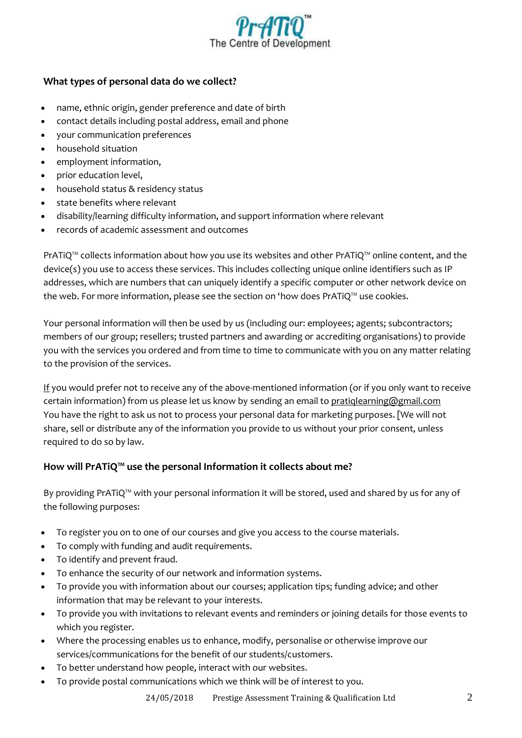### What types of personal data do we collect?

- name, ethnic origin, gender preference and date of birth
- contact details including postal address, email and phone
- your communication preferences
- household situation
- employment information,
- prior education level,
- household status & residency status
- state benefits where relevant
- disability/learning difficulty information, and support information where relevant
- records of academic assessment and outcomes

PrATiQ™ collects information about how you use its websites and other PrATiQ™ online content, and the device(s) you use to access these services. This includes collecting unique online identifiers such as IP addresses, which are numbers that can uniquely identify a specific computer or other network device on the web. For more information, please see the section on 'how does PrATiQ™ use cookies.

Your personal information will then be used by us (including our: employees; agents; subcontractors; members of our group; resellers; trusted partners and awarding or accrediting organisations) to provide you with the services you ordered and from time to time to communicate with you on any matter relating to the provision of the services.

If you would prefer not to receive any of the above-mentioned information (or if you only want to receive certain information) from us please let us know by sending an email to pratiqlearning@gmail.com You have the right to ask us not to process your personal data for marketing purposes. [We will not share, sell or distribute any of the information you provide to us without your prior consent, unless required to do so by law.

### How will PrATiQ™ use the personal Information it collects about me?

By providing PrATiQ™ with your personal information it will be stored, used and shared by us for any of the following purposes:

- To register you on to one of our courses and give you access to the course materials.
- To comply with funding and audit requirements.
- To identify and prevent fraud.
- To enhance the security of our network and information systems.
- To provide you with information about our courses; application tips; funding advice; and other information that may be relevant to your interests.
- To provide you with invitations to relevant events and reminders or joining details for those events to which you register.
- Where the processing enables us to enhance, modify, personalise or otherwise improve our services/communications for the benefit of our students/customers.
- To better understand how people, interact with our websites.
- To provide postal communications which we think will be of interest to you.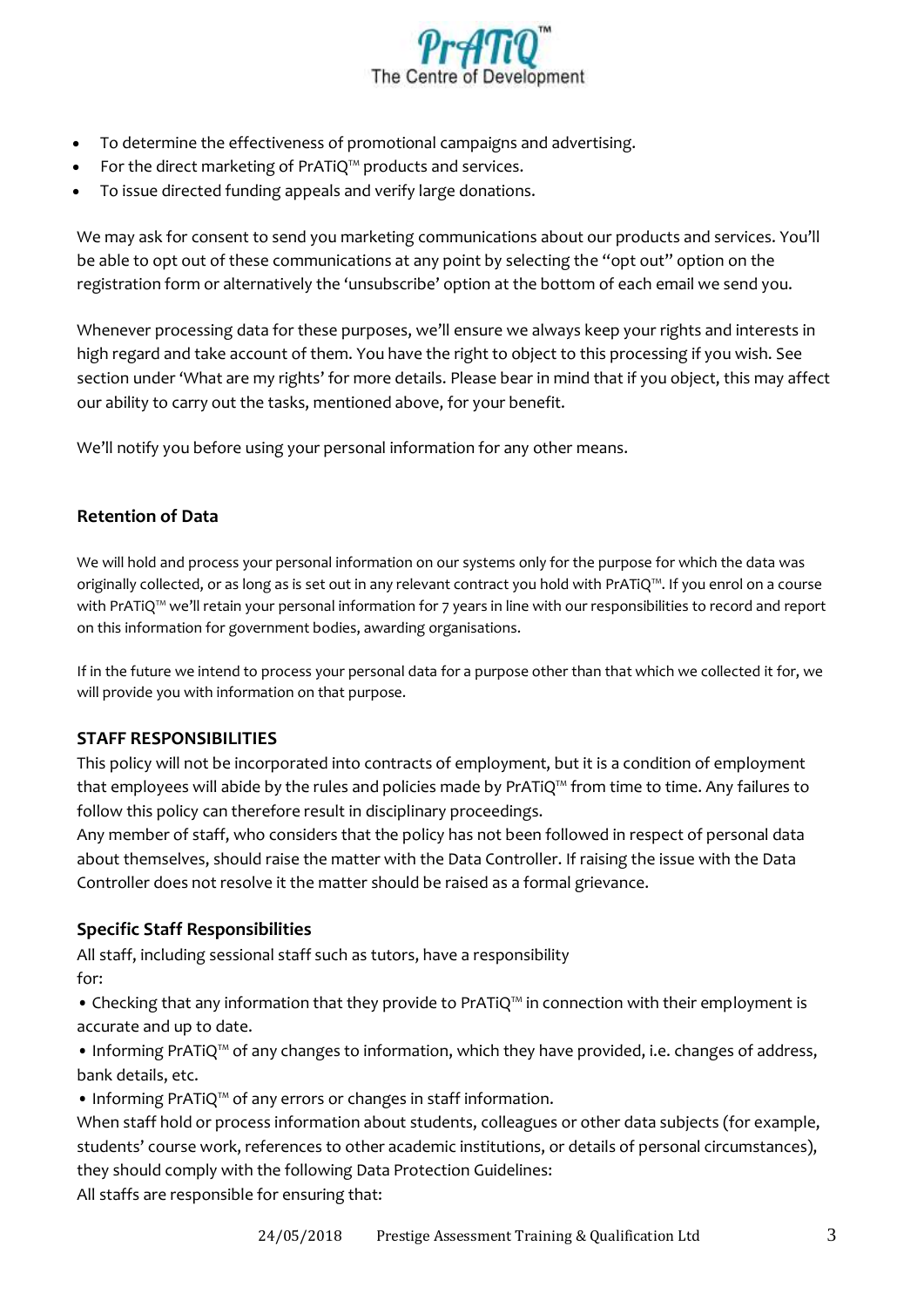- To determine the effectiveness of promotional campaigns and advertising.
- For the direct marketing of PrATiQ™ products and services.
- To issue directed funding appeals and verify large donations.

We may ask for consent to send you marketing communications about our products and services. You'll be able to opt out of these communications at any point by selecting the "opt out" option on the registration form or alternatively the 'unsubscribe' option at the bottom of each email we send you.

Whenever processing data for these purposes, we'll ensure we always keep your rights and interests in high regard and take account of them. You have the right to object to this processing if you wish. See section under 'What are my rights' for more details. Please bear in mind that if you object, this may affect our ability to carry out the tasks, mentioned above, for your benefit.

We'll notify you before using your personal information for any other means.

### Retention of Data

We will hold and process your personal information on our systems only for the purpose for which the data was originally collected, or as long as is set out in any relevant contract you hold with PrATiQ™. If you enrol on a course with PrATiQ™ we'll retain your personal information for 7 years in line with our responsibilities to record and report on this information for government bodies, awarding organisations.

If in the future we intend to process your personal data for a purpose other than that which we collected it for, we will provide you with information on that purpose.

### STAFF RESPONSIBILITIES

This policy will not be incorporated into contracts of employment, but it is a condition of employment that employees will abide by the rules and policies made by PrATiQ™ from time to time. Any failures to follow this policy can therefore result in disciplinary proceedings.
Any member of staff, who considers that the policy has not been followed in respect of personal data about themselves, should raise the matter with the Data Controller. If raising the issue with the Data Controller does not resolve it the matter should be raised as a formal grievance.

### Specific Staff Responsibilities

All staff, including sessional staff such as tutors, have a responsibility for:

- Checking that any information that they provide to PrATiQ™ in connection with their employment is accurate and up to date.
- Informing PrATiQ™ of any changes to information, which they have provided, i.e. changes of address, bank details, etc.
- Informing PrATiQ™ of any errors or changes in staff information.

When staff hold or process information about students, colleagues or other data subjects (for example, students' course work, references to other academic institutions, or details of personal circumstances), they should comply with the following Data Protection Guidelines:
All staffs are responsible for ensuring that: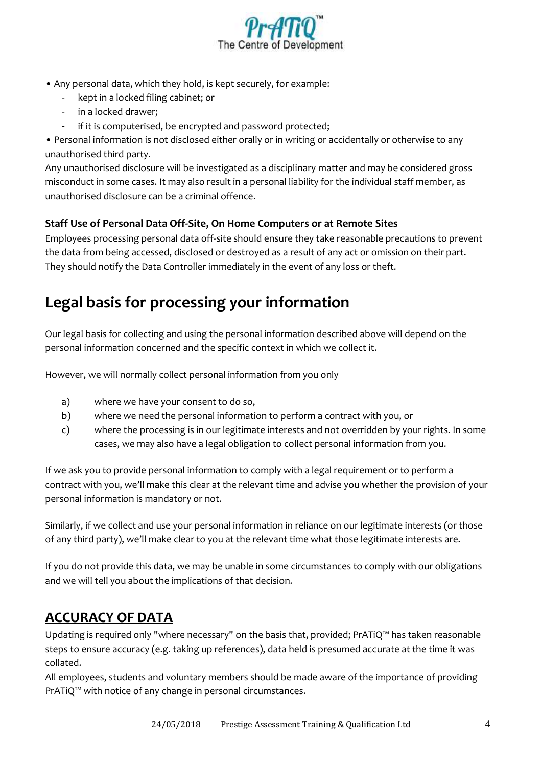- Any personal data, which they hold, is kept securely, for example:
  - kept in a locked filing cabinet; or
  - in a locked drawer;
  - if it is computerised, be encrypted and password protected;
- Personal information is not disclosed either orally or in writing or accidentally or otherwise to any unauthorised third party.

Any unauthorised disclosure will be investigated as a disciplinary matter and may be considered gross misconduct in some cases. It may also result in a personal liability for the individual staff member, as unauthorised disclosure can be a criminal offence.

### Staff Use of Personal Data Off-Site, On Home Computers or at Remote Sites

Employees processing personal data off-site should ensure they take reasonable precautions to prevent the data from being accessed, disclosed or destroyed as a result of any act or omission on their part. They should notify the Data Controller immediately in the event of any loss or theft.

## Legal basis for processing your information

Our legal basis for collecting and using the personal information described above will depend on the personal information concerned and the specific context in which we collect it.

However, we will normally collect personal information from you only

a) where we have your consent to do so,

b) where we need the personal information to perform a contract with you, or

c) where the processing is in our legitimate interests and not overridden by your rights. In some cases, we may also have a legal obligation to collect personal information from you.

If we ask you to provide personal information to comply with a legal requirement or to perform a contract with you, we'll make this clear at the relevant time and advise you whether the provision of your personal information is mandatory or not.

Similarly, if we collect and use your personal information in reliance on our legitimate interests (or those of any third party), we'll make clear to you at the relevant time what those legitimate interests are.

If you do not provide this data, we may be unable in some circumstances to comply with our obligations and we will tell you about the implications of that decision.

## ACCURACY OF DATA

Updating is required only "where necessary" on the basis that, provided; PrATiQ™ has taken reasonable steps to ensure accuracy (e.g. taking up references), data held is presumed accurate at the time it was collated.

All employees, students and voluntary members should be made aware of the importance of providing PrATiQ™ with notice of any change in personal circumstances.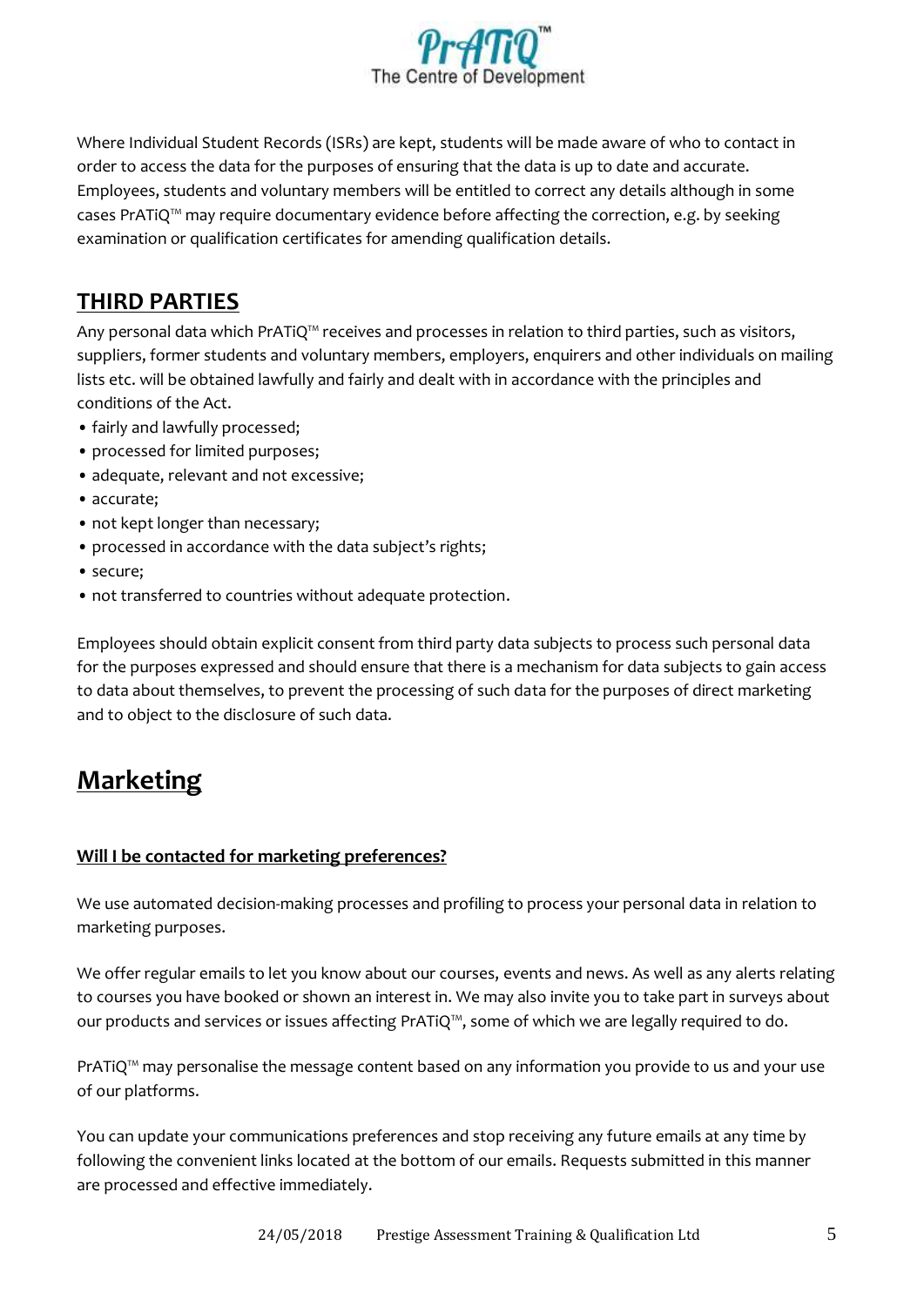Where Individual Student Records (ISRs) are kept, students will be made aware of who to contact in order to access the data for the purposes of ensuring that the data is up to date and accurate. Employees, students and voluntary members will be entitled to correct any details although in some cases PrATiQ™ may require documentary evidence before affecting the correction, e.g. by seeking examination or qualification certificates for amending qualification details.

## THIRD PARTIES

Any personal data which PrATiQ™ receives and processes in relation to third parties, such as visitors, suppliers, former students and voluntary members, employers, enquirers and other individuals on mailing lists etc. will be obtained lawfully and fairly and dealt with in accordance with the principles and conditions of the Act.

- fairly and lawfully processed;
- processed for limited purposes;
- adequate, relevant and not excessive;
- accurate;
- not kept longer than necessary;
- processed in accordance with the data subject's rights;
- secure;
- not transferred to countries without adequate protection.

Employees should obtain explicit consent from third party data subjects to process such personal data for the purposes expressed and should ensure that there is a mechanism for data subjects to gain access to data about themselves, to prevent the processing of such data for the purposes of direct marketing and to object to the disclosure of such data.

# Marketing

### Will I be contacted for marketing preferences?

We use automated decision-making processes and profiling to process your personal data in relation to marketing purposes.

We offer regular emails to let you know about our courses, events and news. As well as any alerts relating to courses you have booked or shown an interest in. We may also invite you to take part in surveys about our products and services or issues affecting PrATiQ™, some of which we are legally required to do.

PrATiQ™ may personalise the message content based on any information you provide to us and your use of our platforms.

You can update your communications preferences and stop receiving any future emails at any time by following the convenient links located at the bottom of our emails. Requests submitted in this manner are processed and effective immediately.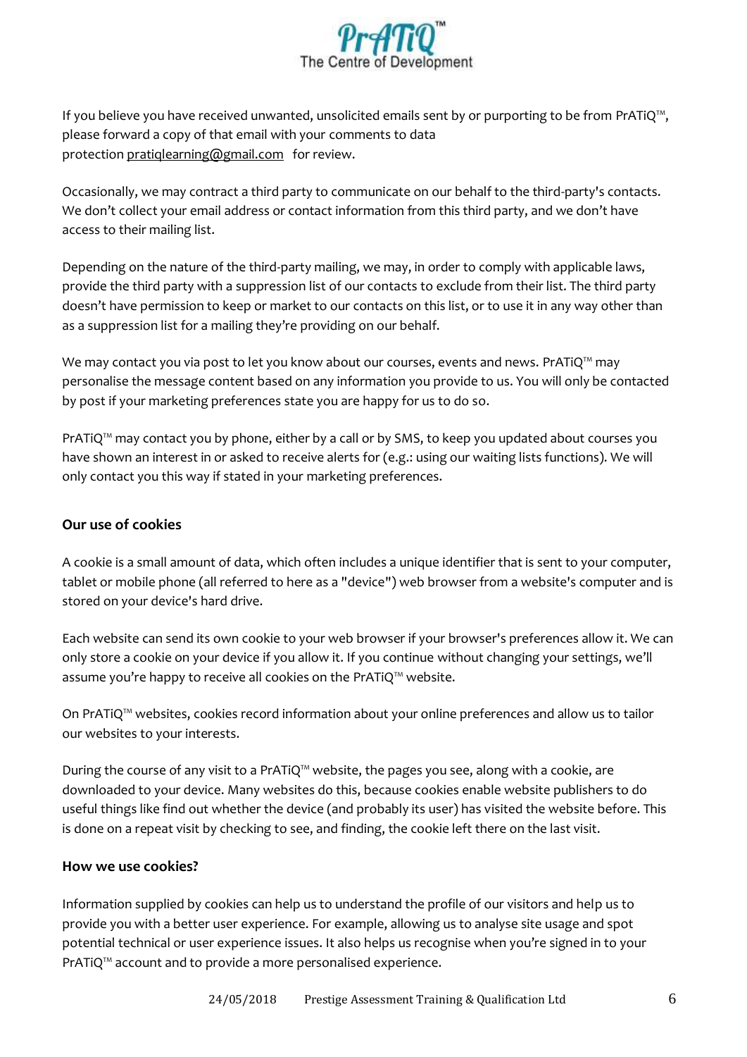If you believe you have received unwanted, unsolicited emails sent by or purporting to be from PrATiQ™, please forward a copy of that email with your comments to data protection pratiqlearning@gmail.com for review.

Occasionally, we may contract a third party to communicate on our behalf to the third-party's contacts. We don't collect your email address or contact information from this third party, and we don't have access to their mailing list.

Depending on the nature of the third-party mailing, we may, in order to comply with applicable laws, provide the third party with a suppression list of our contacts to exclude from their list. The third party doesn't have permission to keep or market to our contacts on this list, or to use it in any way other than as a suppression list for a mailing they're providing on our behalf.

We may contact you via post to let you know about our courses, events and news. PrATiQ™ may personalise the message content based on any information you provide to us. You will only be contacted by post if your marketing preferences state you are happy for us to do so.

PrATiQ™ may contact you by phone, either by a call or by SMS, to keep you updated about courses you have shown an interest in or asked to receive alerts for (e.g.: using our waiting lists functions). We will only contact you this way if stated in your marketing preferences.

**Our use of cookies**

A cookie is a small amount of data, which often includes a unique identifier that is sent to your computer, tablet or mobile phone (all referred to here as a "device") web browser from a website's computer and is stored on your device's hard drive.

Each website can send its own cookie to your web browser if your browser's preferences allow it. We can only store a cookie on your device if you allow it. If you continue without changing your settings, we'll assume you're happy to receive all cookies on the PrATiQ™ website.

On PrATiQ™ websites, cookies record information about your online preferences and allow us to tailor our websites to your interests.

During the course of any visit to a PrATiQ™ website, the pages you see, along with a cookie, are downloaded to your device. Many websites do this, because cookies enable website publishers to do useful things like find out whether the device (and probably its user) has visited the website before. This is done on a repeat visit by checking to see, and finding, the cookie left there on the last visit.

**How we use cookies?**

Information supplied by cookies can help us to understand the profile of our visitors and help us to provide you with a better user experience. For example, allowing us to analyse site usage and spot potential technical or user experience issues. It also helps us recognise when you're signed in to your PrATiQ™ account and to provide a more personalised experience.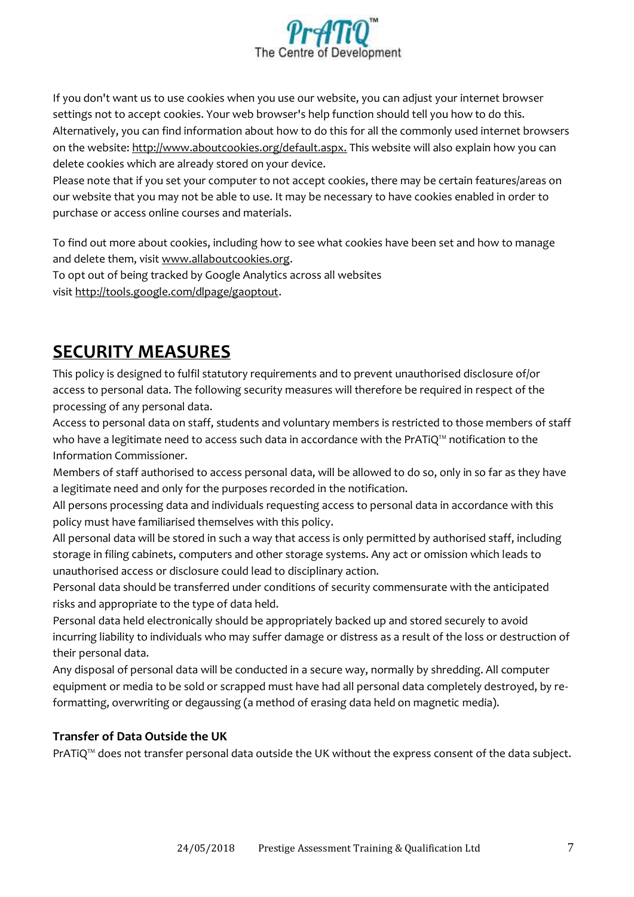If you don't want us to use cookies when you use our website, you can adjust your internet browser settings not to accept cookies. Your web browser's help function should tell you how to do this. Alternatively, you can find information about how to do this for all the commonly used internet browsers on the website: http://www.aboutcookies.org/default.aspx. This website will also explain how you can delete cookies which are already stored on your device.

Please note that if you set your computer to not accept cookies, there may be certain features/areas on our website that you may not be able to use. It may be necessary to have cookies enabled in order to purchase or access online courses and materials.

To find out more about cookies, including how to see what cookies have been set and how to manage and delete them, visit www.allaboutcookies.org.

To opt out of being tracked by Google Analytics across all websites visit http://tools.google.com/dlpage/gaoptout.

## SECURITY MEASURES

This policy is designed to fulfil statutory requirements and to prevent unauthorised disclosure of/or access to personal data. The following security measures will therefore be required in respect of the processing of any personal data.

Access to personal data on staff, students and voluntary members is restricted to those members of staff who have a legitimate need to access such data in accordance with the PrATiQ™ notification to the Information Commissioner.

Members of staff authorised to access personal data, will be allowed to do so, only in so far as they have a legitimate need and only for the purposes recorded in the notification.

All persons processing data and individuals requesting access to personal data in accordance with this policy must have familiarised themselves with this policy.

All personal data will be stored in such a way that access is only permitted by authorised staff, including storage in filing cabinets, computers and other storage systems. Any act or omission which leads to unauthorised access or disclosure could lead to disciplinary action.

Personal data should be transferred under conditions of security commensurate with the anticipated risks and appropriate to the type of data held.

Personal data held electronically should be appropriately backed up and stored securely to avoid incurring liability to individuals who may suffer damage or distress as a result of the loss or destruction of their personal data.

Any disposal of personal data will be conducted in a secure way, normally by shredding. All computer equipment or media to be sold or scrapped must have had all personal data completely destroyed, by re-formatting, overwriting or degaussing (a method of erasing data held on magnetic media).

### Transfer of Data Outside the UK

PrATiQ™ does not transfer personal data outside the UK without the express consent of the data subject.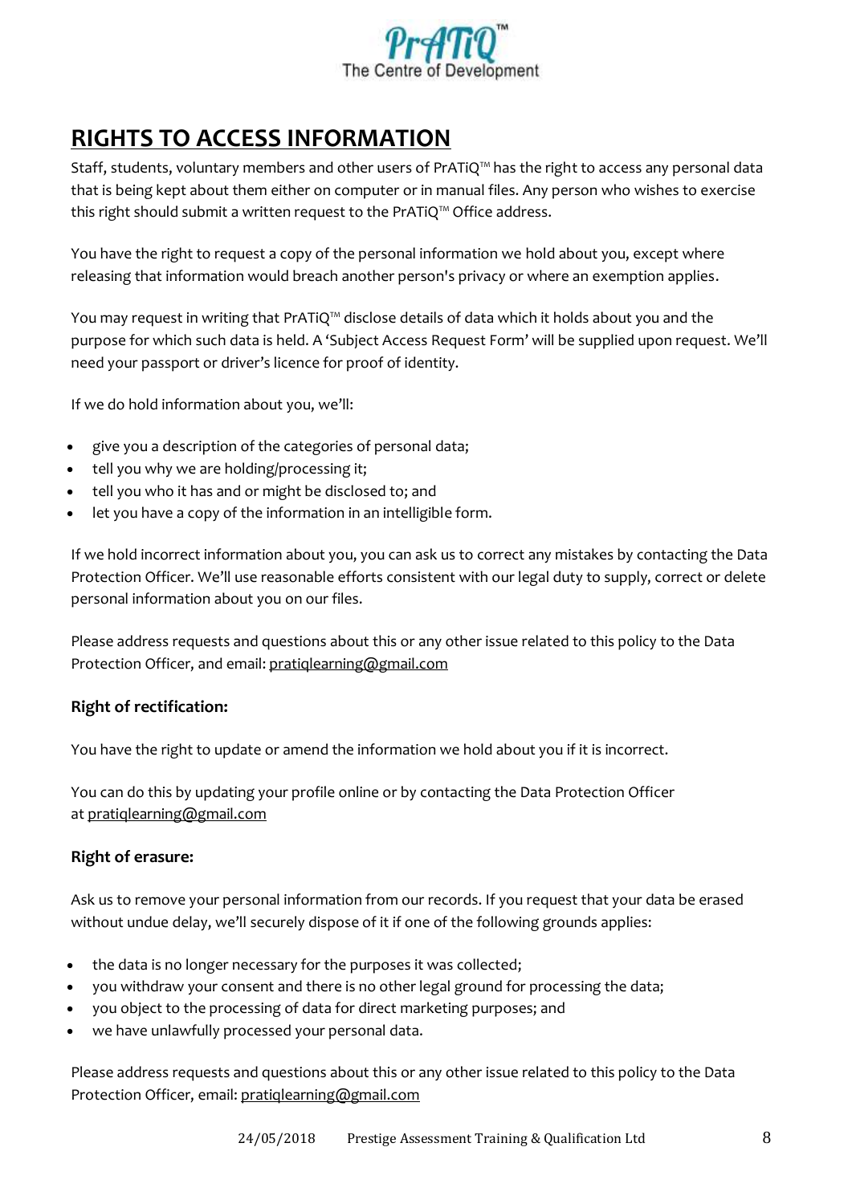## RIGHTS TO ACCESS INFORMATION

Staff, students, voluntary members and other users of PrATiQ™ has the right to access any personal data that is being kept about them either on computer or in manual files. Any person who wishes to exercise this right should submit a written request to the PrATiQ™ Office address.

You have the right to request a copy of the personal information we hold about you, except where releasing that information would breach another person's privacy or where an exemption applies.

You may request in writing that PrATiQ™ disclose details of data which it holds about you and the purpose for which such data is held. A 'Subject Access Request Form' will be supplied upon request. We'll need your passport or driver's licence for proof of identity.

If we do hold information about you, we'll:

- give you a description of the categories of personal data;
- tell you why we are holding/processing it;
- tell you who it has and or might be disclosed to; and
- let you have a copy of the information in an intelligible form.

If we hold incorrect information about you, you can ask us to correct any mistakes by contacting the Data Protection Officer. We'll use reasonable efforts consistent with our legal duty to supply, correct or delete personal information about you on our files.

Please address requests and questions about this or any other issue related to this policy to the Data Protection Officer, and email: pratiqlearning@gmail.com

### Right of rectification:

You have the right to update or amend the information we hold about you if it is incorrect.

You can do this by updating your profile online or by contacting the Data Protection Officer at pratiqlearning@gmail.com

### Right of erasure:

Ask us to remove your personal information from our records. If you request that your data be erased without undue delay, we'll securely dispose of it if one of the following grounds applies:

- the data is no longer necessary for the purposes it was collected;
- you withdraw your consent and there is no other legal ground for processing the data;
- you object to the processing of data for direct marketing purposes; and
- we have unlawfully processed your personal data.

Please address requests and questions about this or any other issue related to this policy to the Data Protection Officer, email: pratiqlearning@gmail.com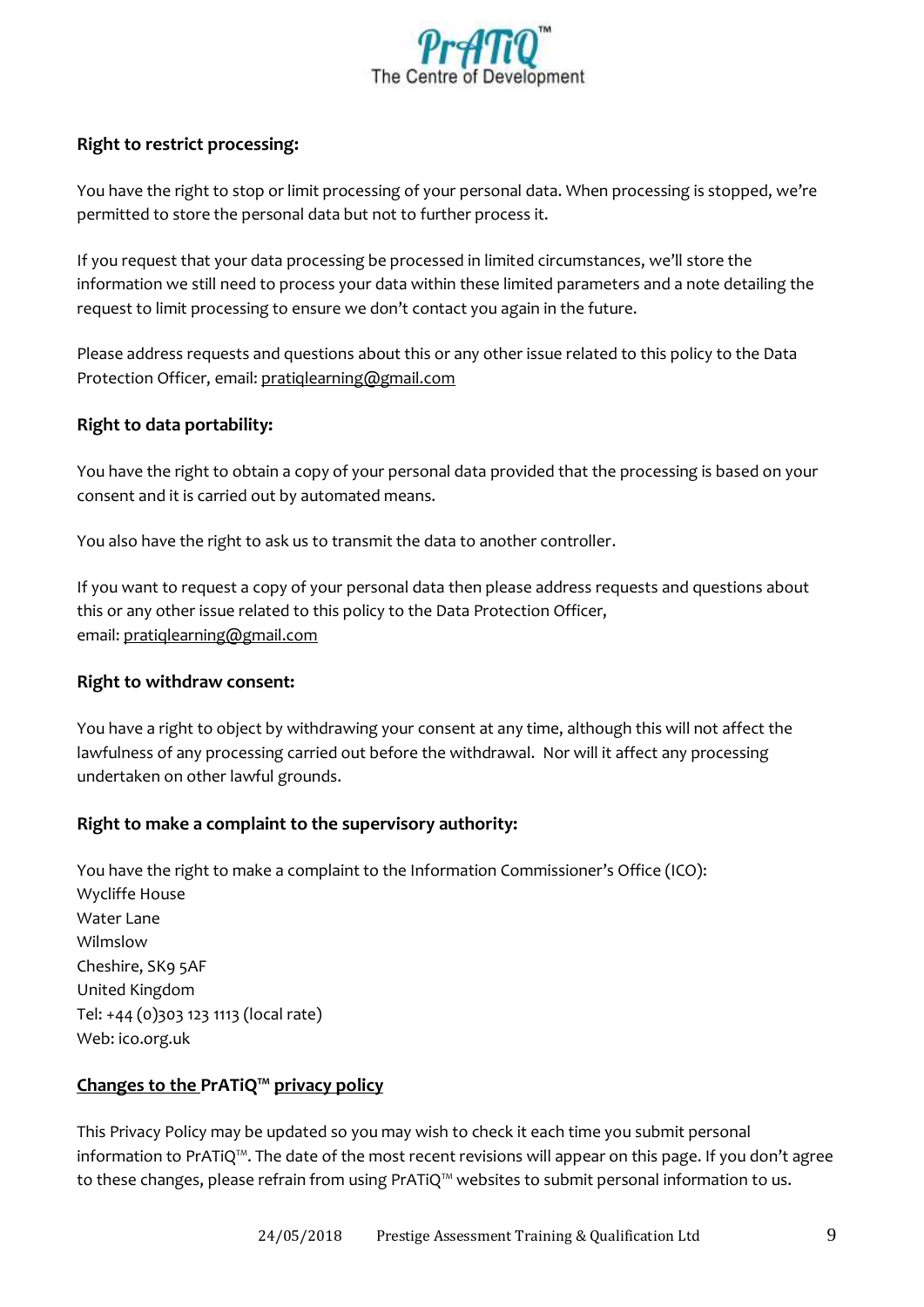**Right to restrict processing:**

You have the right to stop or limit processing of your personal data. When processing is stopped, we're permitted to store the personal data but not to further process it.

If you request that your data processing be processed in limited circumstances, we'll store the information we still need to process your data within these limited parameters and a note detailing the request to limit processing to ensure we don't contact you again in the future.

Please address requests and questions about this or any other issue related to this policy to the Data Protection Officer, email: pratiqlearning@gmail.com

**Right to data portability:**

You have the right to obtain a copy of your personal data provided that the processing is based on your consent and it is carried out by automated means.

You also have the right to ask us to transmit the data to another controller.

If you want to request a copy of your personal data then please address requests and questions about this or any other issue related to this policy to the Data Protection Officer, email: pratiqlearning@gmail.com

**Right to withdraw consent:**

You have a right to object by withdrawing your consent at any time, although this will not affect the lawfulness of any processing carried out before the withdrawal. Nor will it affect any processing undertaken on other lawful grounds.

**Right to make a complaint to the supervisory authority:**

You have the right to make a complaint to the Information Commissioner's Office (ICO):
Wycliffe House
Water Lane
Wilmslow
Cheshire, SK9 5AF
United Kingdom
Tel: +44 (0)303 123 1113 (local rate)
Web: ico.org.uk

**Changes to the PrATiQ™ privacy policy**

This Privacy Policy may be updated so you may wish to check it each time you submit personal information to PrATiQ™. The date of the most recent revisions will appear on this page. If you don't agree to these changes, please refrain from using PrATiQ™ websites to submit personal information to us.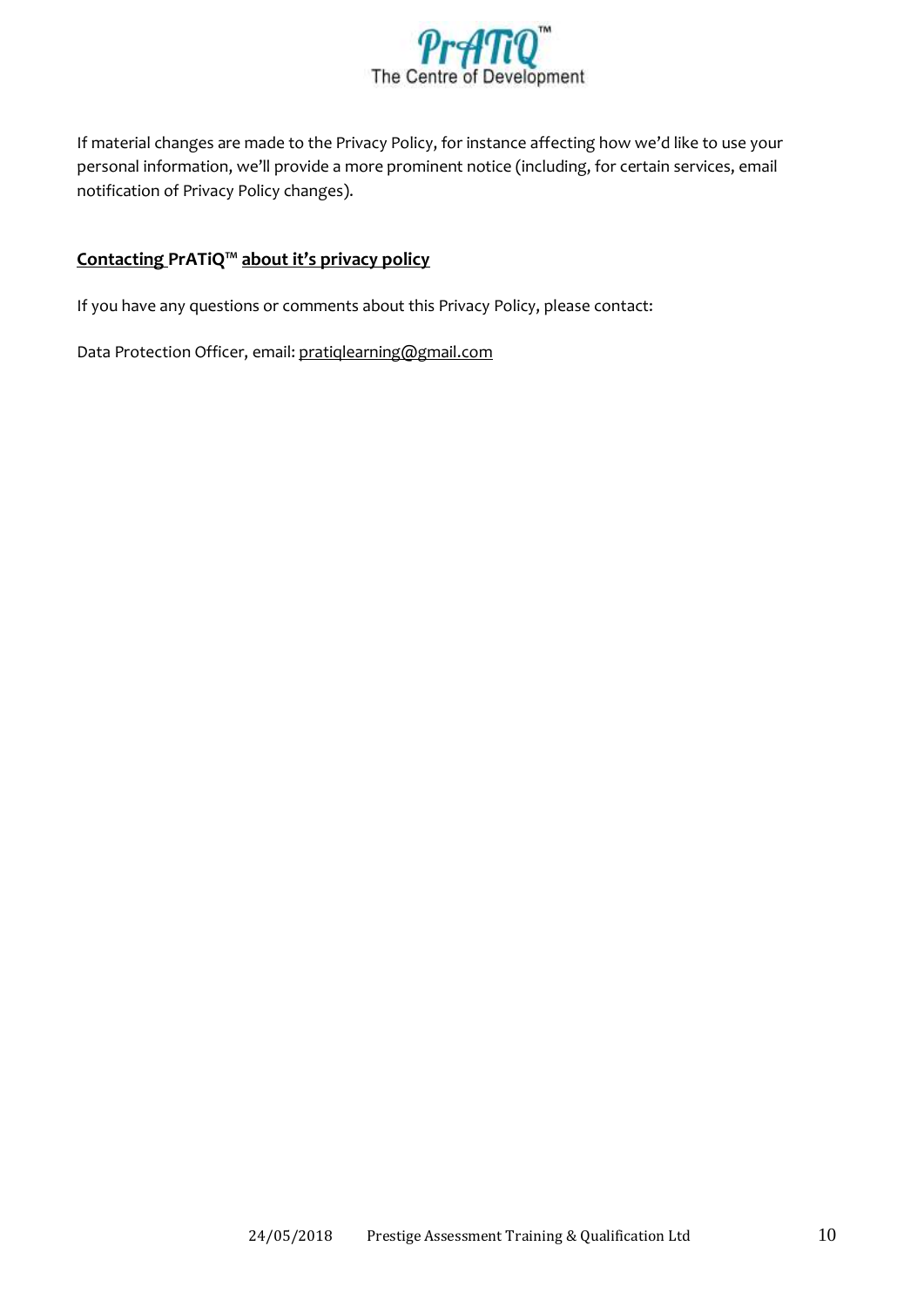If material changes are made to the Privacy Policy, for instance affecting how we'd like to use your personal information, we'll provide a more prominent notice (including, for certain services, email notification of Privacy Policy changes).

**Contacting PrATiQ™ about it's privacy policy**

If you have any questions or comments about this Privacy Policy, please contact:

Data Protection Officer, email: pratiqlearning@gmail.com